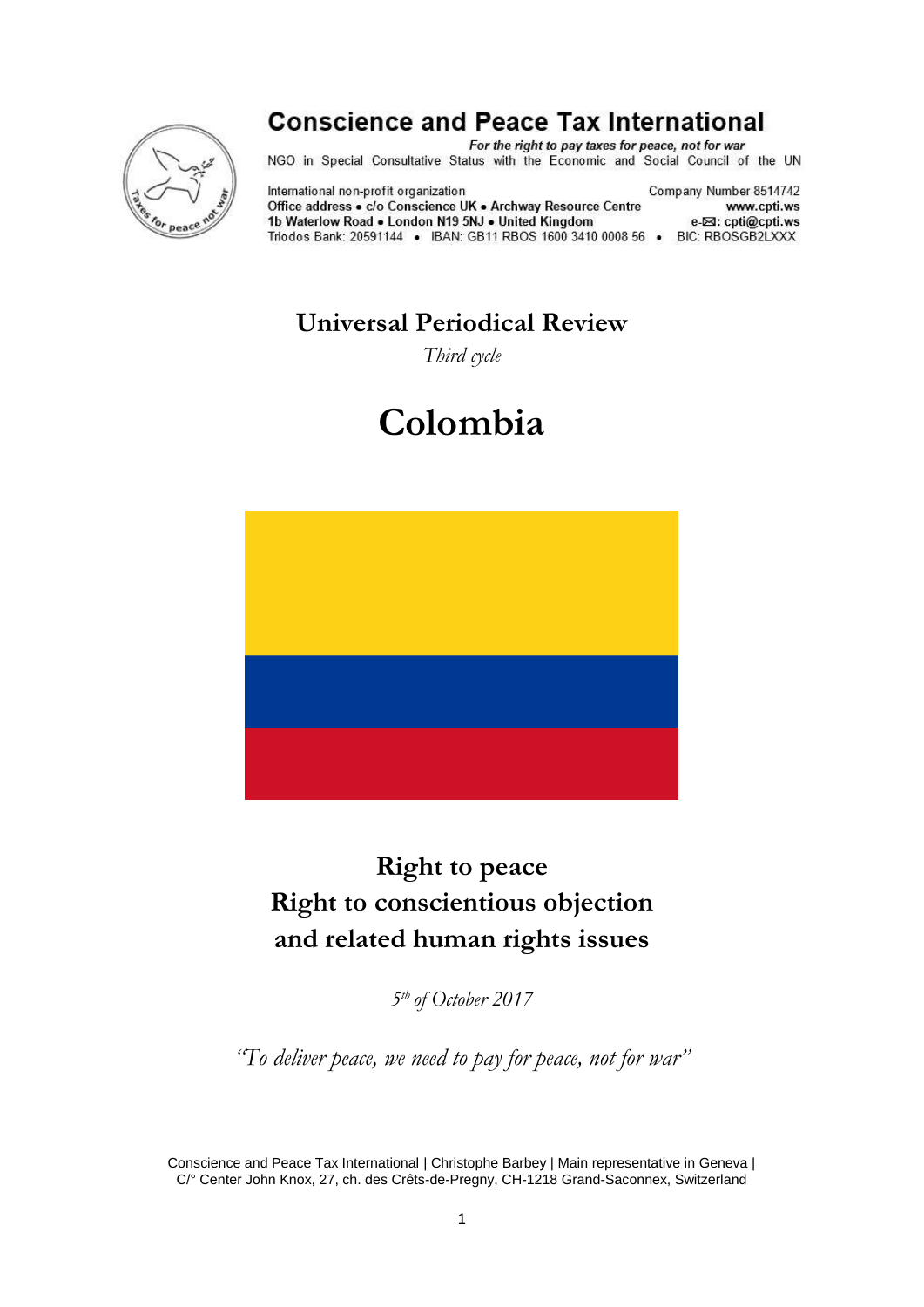# Conscience and Peace Tax International

*For the right to pay taxes for peace, not for war*

NGO in Special Consultative Status with the Economic and Social Council of the UN

International non-profit organization | Company Number 8514742

**Office address • c/o Conscience UK • Archway Resource Centre** | **www.cpti.ws**

**1b Waterlow Road • London N19 5NJ • United Kingdom** | **e-✉: cpti@cpti.ws**

Triodos Bank: 20591144 • IBAN: GB11 RBOS 1600 3410 0008 56 • BIC: RBOSGB2LXXX

## Universal Periodical Review

*Third cycle*

# Colombia

## Right to peace
## Right to conscientious objection
## and related human rights issues

*5th of October 2017*

*"To deliver peace, we need to pay for peace, not for war"*

Conscience and Peace Tax International | Christophe Barbey | Main representative in Geneva |
C/° Center John Knox, 27, ch. des Crêts-de-Pregny, CH-1218 Grand-Saconnex, Switzerland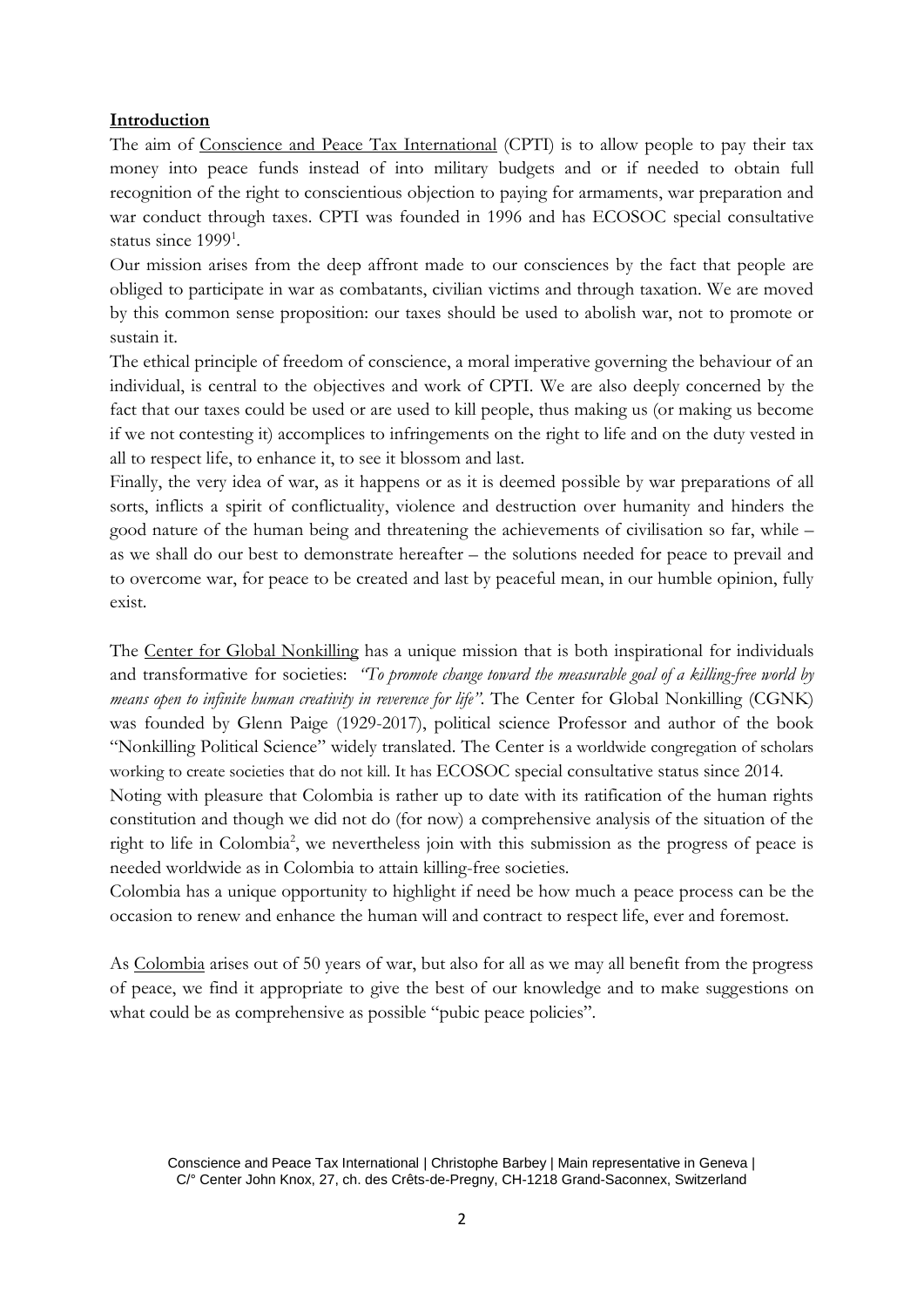**Introduction**

The aim of Conscience and Peace Tax International (CPTI) is to allow people to pay their tax money into peace funds instead of into military budgets and or if needed to obtain full recognition of the right to conscientious objection to paying for armaments, war preparation and war conduct through taxes. CPTI was founded in 1996 and has ECOSOC special consultative status since 1999[1].

Our mission arises from the deep affront made to our consciences by the fact that people are obliged to participate in war as combatants, civilian victims and through taxation. We are moved by this common sense proposition: our taxes should be used to abolish war, not to promote or sustain it.

The ethical principle of freedom of conscience, a moral imperative governing the behaviour of an individual, is central to the objectives and work of CPTI. We are also deeply concerned by the fact that our taxes could be used or are used to kill people, thus making us (or making us become if we not contesting it) accomplices to infringements on the right to life and on the duty vested in all to respect life, to enhance it, to see it blossom and last.

Finally, the very idea of war, as it happens or as it is deemed possible by war preparations of all sorts, inflicts a spirit of conflictuality, violence and destruction over humanity and hinders the good nature of the human being and threatening the achievements of civilisation so far, while – as we shall do our best to demonstrate hereafter – the solutions needed for peace to prevail and to overcome war, for peace to be created and last by peaceful mean, in our humble opinion, fully exist.

The Center for Global Nonkilling has a unique mission that is both inspirational for individuals and transformative for societies: *"To promote change toward the measurable goal of a killing-free world by means open to infinite human creativity in reverence for life"*. The Center for Global Nonkilling (CGNK) was founded by Glenn Paige (1929-2017), political science Professor and author of the book "Nonkilling Political Science" widely translated. The Center is a worldwide congregation of scholars working to create societies that do not kill. It has ECOSOC special consultative status since 2014.

Noting with pleasure that Colombia is rather up to date with its ratification of the human rights constitution and though we did not do (for now) a comprehensive analysis of the situation of the right to life in Colombia[2], we nevertheless join with this submission as the progress of peace is needed worldwide as in Colombia to attain killing-free societies.

Colombia has a unique opportunity to highlight if need be how much a peace process can be the occasion to renew and enhance the human will and contract to respect life, ever and foremost.

As Colombia arises out of 50 years of war, but also for all as we may all benefit from the progress of peace, we find it appropriate to give the best of our knowledge and to make suggestions on what could be as comprehensive as possible "pubic peace policies".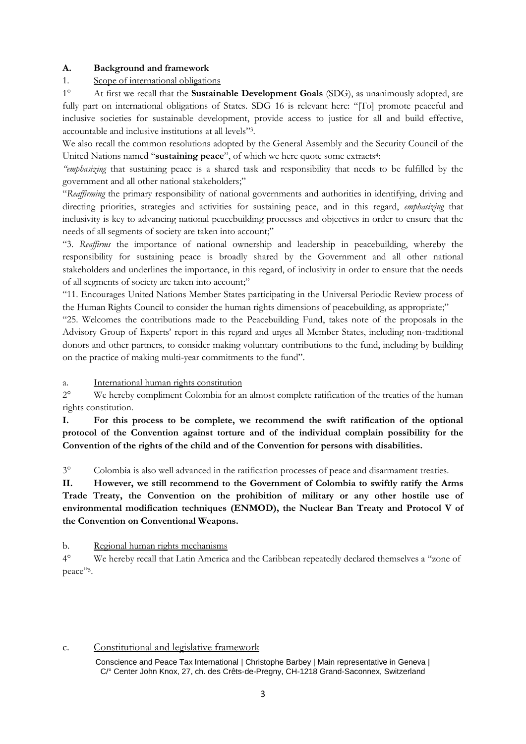## A. Background and framework

### 1. Scope of international obligations

1° At first we recall that the **Sustainable Development Goals** (SDG), as unanimously adopted, are fully part on international obligations of States. SDG 16 is relevant here: "[To] promote peaceful and inclusive societies for sustainable development, provide access to justice for all and build effective, accountable and inclusive institutions at all levels"[3].

We also recall the common resolutions adopted by the General Assembly and the Security Council of the United Nations named "**sustaining peace**", of which we here quote some extracts[4]:

*"emphasizing* that sustaining peace is a shared task and responsibility that needs to be fulfilled by the government and all other national stakeholders;"

"*Reaffirming* the primary responsibility of national governments and authorities in identifying, driving and directing priorities, strategies and activities for sustaining peace, and in this regard, *emphasizing* that inclusivity is key to advancing national peacebuilding processes and objectives in order to ensure that the needs of all segments of society are taken into account;"

"3. *Reaffirms* the importance of national ownership and leadership in peacebuilding, whereby the responsibility for sustaining peace is broadly shared by the Government and all other national stakeholders and underlines the importance, in this regard, of inclusivity in order to ensure that the needs of all segments of society are taken into account;"

"11. Encourages United Nations Member States participating in the Universal Periodic Review process of the Human Rights Council to consider the human rights dimensions of peacebuilding, as appropriate;"

"25. Welcomes the contributions made to the Peacebuilding Fund, takes note of the proposals in the Advisory Group of Experts' report in this regard and urges all Member States, including non-traditional donors and other partners, to consider making voluntary contributions to the fund, including by building on the practice of making multi-year commitments to the fund".

#### a. International human rights constitution

2° We hereby compliment Colombia for an almost complete ratification of the treaties of the human rights constitution.

**I. For this process to be complete, we recommend the swift ratification of the optional protocol of the Convention against torture and of the individual complain possibility for the Convention of the rights of the child and of the Convention for persons with disabilities.**

3° Colombia is also well advanced in the ratification processes of peace and disarmament treaties.

**II. However, we still recommend to the Government of Colombia to swiftly ratify the Arms Trade Treaty, the Convention on the prohibition of military or any other hostile use of environmental modification techniques (ENMOD), the Nuclear Ban Treaty and Protocol V of the Convention on Conventional Weapons.**

#### b. Regional human rights mechanisms

4° We hereby recall that Latin America and the Caribbean repeatedly declared themselves a "zone of peace"[5].

#### c. Constitutional and legislative framework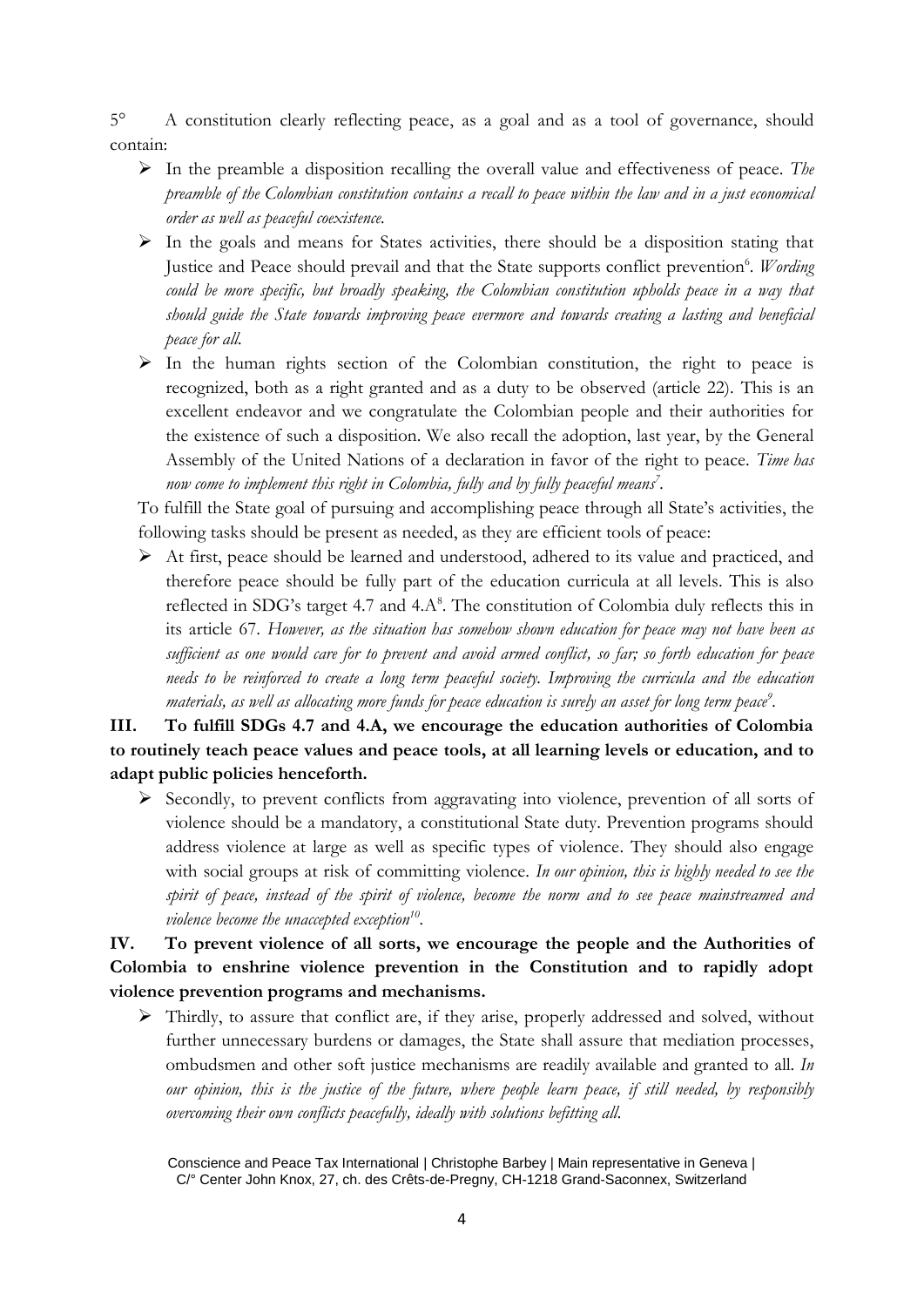5° A constitution clearly reflecting peace, as a goal and as a tool of governance, should contain:

- In the preamble a disposition recalling the overall value and effectiveness of peace. *The preamble of the Colombian constitution contains a recall to peace within the law and in a just economical order as well as peaceful coexistence.*
- In the goals and means for States activities, there should be a disposition stating that Justice and Peace should prevail and that the State supports conflict prevention[6]. *Wording could be more specific, but broadly speaking, the Colombian constitution upholds peace in a way that should guide the State towards improving peace evermore and towards creating a lasting and beneficial peace for all.*
- In the human rights section of the Colombian constitution, the right to peace is recognized, both as a right granted and as a duty to be observed (article 22). This is an excellent endeavor and we congratulate the Colombian people and their authorities for the existence of such a disposition. We also recall the adoption, last year, by the General Assembly of the United Nations of a declaration in favor of the right to peace. *Time has now come to implement this right in Colombia, fully and by fully peaceful means[7].*

To fulfill the State goal of pursuing and accomplishing peace through all State's activities, the following tasks should be present as needed, as they are efficient tools of peace:

- At first, peace should be learned and understood, adhered to its value and practiced, and therefore peace should be fully part of the education curricula at all levels. This is also reflected in SDG's target 4.7 and 4.A[8]. The constitution of Colombia duly reflects this in its article 67. *However, as the situation has somehow shown education for peace may not have been as sufficient as one would care for to prevent and avoid armed conflict, so far; so forth education for peace needs to be reinforced to create a long term peaceful society. Improving the curricula and the education materials, as well as allocating more funds for peace education is surely an asset for long term peace[9].*

**III. To fulfill SDGs 4.7 and 4.A, we encourage the education authorities of Colombia to routinely teach peace values and peace tools, at all learning levels or education, and to adapt public policies henceforth.**

- Secondly, to prevent conflicts from aggravating into violence, prevention of all sorts of violence should be a mandatory, a constitutional State duty. Prevention programs should address violence at large as well as specific types of violence. They should also engage with social groups at risk of committing violence. *In our opinion, this is highly needed to see the spirit of peace, instead of the spirit of violence, become the norm and to see peace mainstreamed and violence become the unaccepted exception[10].*

**IV. To prevent violence of all sorts, we encourage the people and the Authorities of Colombia to enshrine violence prevention in the Constitution and to rapidly adopt violence prevention programs and mechanisms.**

- Thirdly, to assure that conflict are, if they arise, properly addressed and solved, without further unnecessary burdens or damages, the State shall assure that mediation processes, ombudsmen and other soft justice mechanisms are readily available and granted to all. *In our opinion, this is the justice of the future, where people learn peace, if still needed, by responsibly overcoming their own conflicts peacefully, ideally with solutions befitting all.*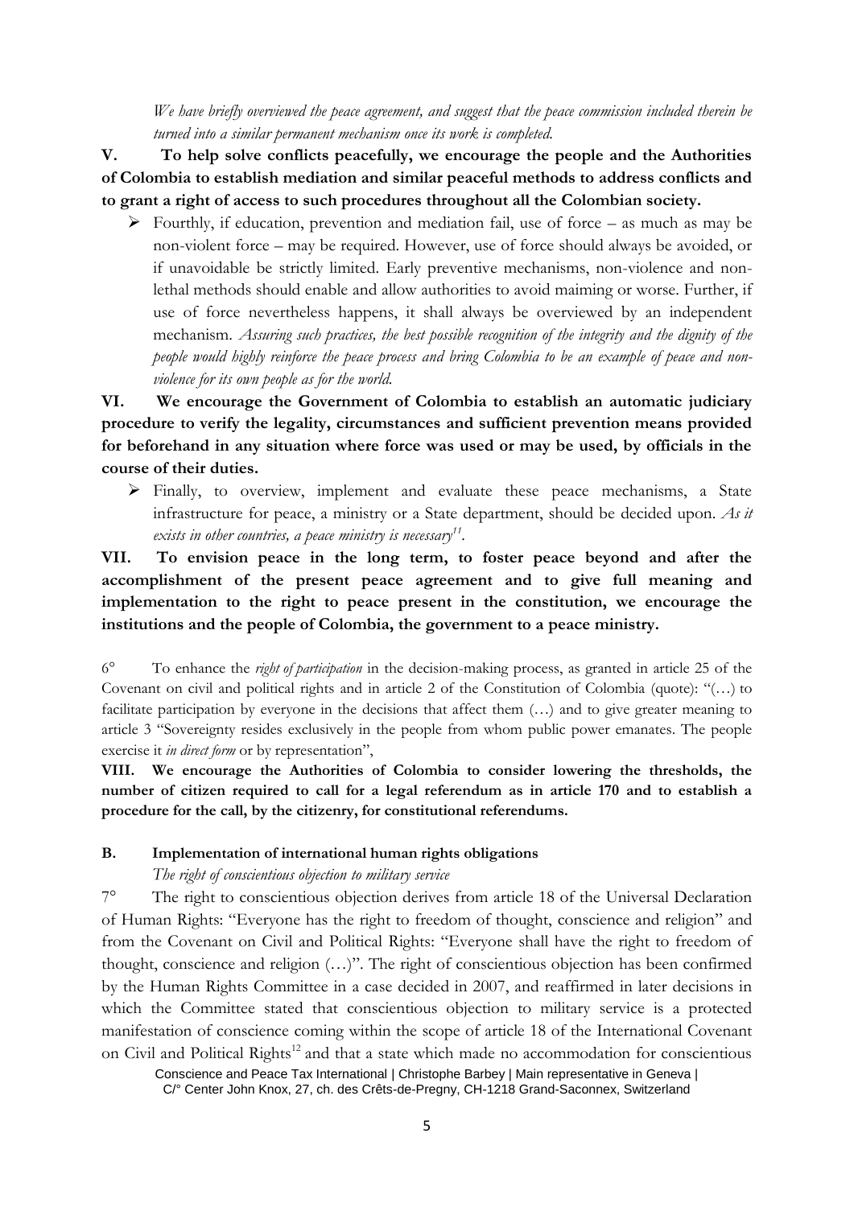*We have briefly overviewed the peace agreement, and suggest that the peace commission included therein be turned into a similar permanent mechanism once its work is completed.*

**V. To help solve conflicts peacefully, we encourage the people and the Authorities of Colombia to establish mediation and similar peaceful methods to address conflicts and to grant a right of access to such procedures throughout all the Colombian society.**

- Fourthly, if education, prevention and mediation fail, use of force – as much as may be non-violent force – may be required. However, use of force should always be avoided, or if unavoidable be strictly limited. Early preventive mechanisms, non-violence and non-lethal methods should enable and allow authorities to avoid maiming or worse. Further, if use of force nevertheless happens, it shall always be overviewed by an independent mechanism. *Assuring such practices, the best possible recognition of the integrity and the dignity of the people would highly reinforce the peace process and bring Colombia to be an example of peace and non-violence for its own people as for the world.*

**VI. We encourage the Government of Colombia to establish an automatic judiciary procedure to verify the legality, circumstances and sufficient prevention means provided for beforehand in any situation where force was used or may be used, by officials in the course of their duties.**

- Finally, to overview, implement and evaluate these peace mechanisms, a State infrastructure for peace, a ministry or a State department, should be decided upon. *As it exists in other countries, a peace ministry is necessary*[11].

**VII. To envision peace in the long term, to foster peace beyond and after the accomplishment of the present peace agreement and to give full meaning and implementation to the right to peace present in the constitution, we encourage the institutions and the people of Colombia, the government to a peace ministry.**

6° To enhance the *right of participation* in the decision-making process, as granted in article 25 of the Covenant on civil and political rights and in article 2 of the Constitution of Colombia (quote): "(…) to facilitate participation by everyone in the decisions that affect them (…) and to give greater meaning to article 3 "Sovereignty resides exclusively in the people from whom public power emanates. The people exercise it *in direct form* or by representation",

**VIII. We encourage the Authorities of Colombia to consider lowering the thresholds, the number of citizen required to call for a legal referendum as in article 170 and to establish a procedure for the call, by the citizenry, for constitutional referendums.**

## B. Implementation of international human rights obligations

*The right of conscientious objection to military service*

7° The right to conscientious objection derives from article 18 of the Universal Declaration of Human Rights: "Everyone has the right to freedom of thought, conscience and religion" and from the Covenant on Civil and Political Rights: "Everyone shall have the right to freedom of thought, conscience and religion (…)". The right of conscientious objection has been confirmed by the Human Rights Committee in a case decided in 2007, and reaffirmed in later decisions in which the Committee stated that conscientious objection to military service is a protected manifestation of conscience coming within the scope of article 18 of the International Covenant on Civil and Political Rights[12] and that a state which made no accommodation for conscientious

Conscience and Peace Tax International | Christophe Barbey | Main representative in Geneva | C/° Center John Knox, 27, ch. des Crêts-de-Pregny, CH-1218 Grand-Saconnex, Switzerland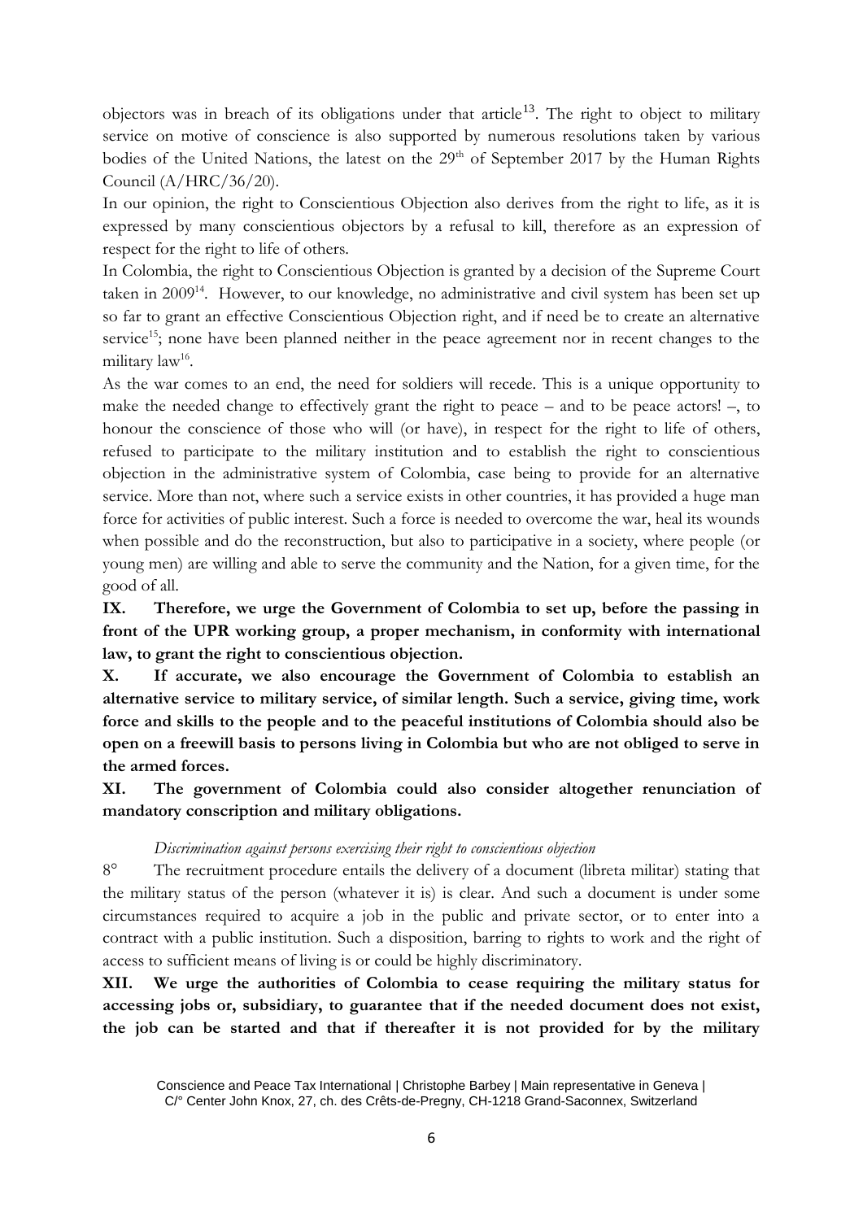objectors was in breach of its obligations under that article[13]. The right to object to military service on motive of conscience is also supported by numerous resolutions taken by various bodies of the United Nations, the latest on the 29th of September 2017 by the Human Rights Council (A/HRC/36/20).

In our opinion, the right to Conscientious Objection also derives from the right to life, as it is expressed by many conscientious objectors by a refusal to kill, therefore as an expression of respect for the right to life of others.

In Colombia, the right to Conscientious Objection is granted by a decision of the Supreme Court taken in 2009[14]. However, to our knowledge, no administrative and civil system has been set up so far to grant an effective Conscientious Objection right, and if need be to create an alternative service[15]; none have been planned neither in the peace agreement nor in recent changes to the military law[16].

As the war comes to an end, the need for soldiers will recede. This is a unique opportunity to make the needed change to effectively grant the right to peace – and to be peace actors! –, to honour the conscience of those who will (or have), in respect for the right to life of others, refused to participate to the military institution and to establish the right to conscientious objection in the administrative system of Colombia, case being to provide for an alternative service. More than not, where such a service exists in other countries, it has provided a huge man force for activities of public interest. Such a force is needed to overcome the war, heal its wounds when possible and do the reconstruction, but also to participative in a society, where people (or young men) are willing and able to serve the community and the Nation, for a given time, for the good of all.

**IX. Therefore, we urge the Government of Colombia to set up, before the passing in front of the UPR working group, a proper mechanism, in conformity with international law, to grant the right to conscientious objection.**

**X. If accurate, we also encourage the Government of Colombia to establish an alternative service to military service, of similar length. Such a service, giving time, work force and skills to the people and to the peaceful institutions of Colombia should also be open on a freewill basis to persons living in Colombia but who are not obliged to serve in the armed forces.**

**XI. The government of Colombia could also consider altogether renunciation of mandatory conscription and military obligations.**

*Discrimination against persons exercising their right to conscientious objection*

8° The recruitment procedure entails the delivery of a document (libreta militar) stating that the military status of the person (whatever it is) is clear. And such a document is under some circumstances required to acquire a job in the public and private sector, or to enter into a contract with a public institution. Such a disposition, barring to rights to work and the right of access to sufficient means of living is or could be highly discriminatory.

**XII. We urge the authorities of Colombia to cease requiring the military status for accessing jobs or, subsidiary, to guarantee that if the needed document does not exist, the job can be started and that if thereafter it is not provided for by the military**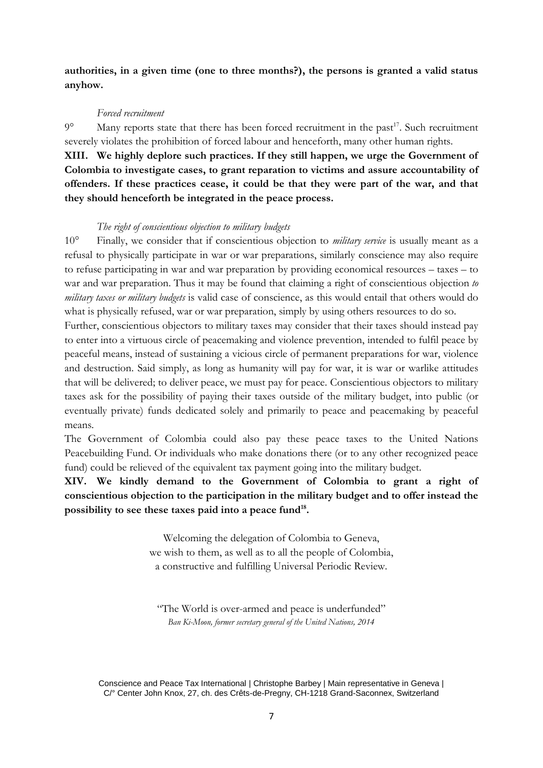**authorities, in a given time (one to three months?), the persons is granted a valid status anyhow.**

*Forced recruitment*

9° Many reports state that there has been forced recruitment in the past[17]. Such recruitment severely violates the prohibition of forced labour and henceforth, many other human rights.

**XIII. We highly deplore such practices. If they still happen, we urge the Government of Colombia to investigate cases, to grant reparation to victims and assure accountability of offenders. If these practices cease, it could be that they were part of the war, and that they should henceforth be integrated in the peace process.**

*The right of conscientious objection to military budgets*

10° Finally, we consider that if conscientious objection to *military service* is usually meant as a refusal to physically participate in war or war preparations, similarly conscience may also require to refuse participating in war and war preparation by providing economical resources – taxes – to war and war preparation. Thus it may be found that claiming a right of conscientious objection *to military taxes or military budgets* is valid case of conscience, as this would entail that others would do what is physically refused, war or war preparation, simply by using others resources to do so.

Further, conscientious objectors to military taxes may consider that their taxes should instead pay to enter into a virtuous circle of peacemaking and violence prevention, intended to fulfil peace by peaceful means, instead of sustaining a vicious circle of permanent preparations for war, violence and destruction. Said simply, as long as humanity will pay for war, it is war or warlike attitudes that will be delivered; to deliver peace, we must pay for peace. Conscientious objectors to military taxes ask for the possibility of paying their taxes outside of the military budget, into public (or eventually private) funds dedicated solely and primarily to peace and peacemaking by peaceful means.

The Government of Colombia could also pay these peace taxes to the United Nations Peacebuilding Fund. Or individuals who make donations there (or to any other recognized peace fund) could be relieved of the equivalent tax payment going into the military budget.

**XIV. We kindly demand to the Government of Colombia to grant a right of conscientious objection to the participation in the military budget and to offer instead the possibility to see these taxes paid into a peace fund[18].**

Welcoming the delegation of Colombia to Geneva,
we wish to them, as well as to all the people of Colombia,
a constructive and fulfilling Universal Periodic Review.

"The World is over-armed and peace is underfunded"
*Ban Ki-Moon, former secretary general of the United Nations, 2014*

Conscience and Peace Tax International | Christophe Barbey | Main representative in Geneva | C/° Center John Knox, 27, ch. des Crêts-de-Pregny, CH-1218 Grand-Saconnex, Switzerland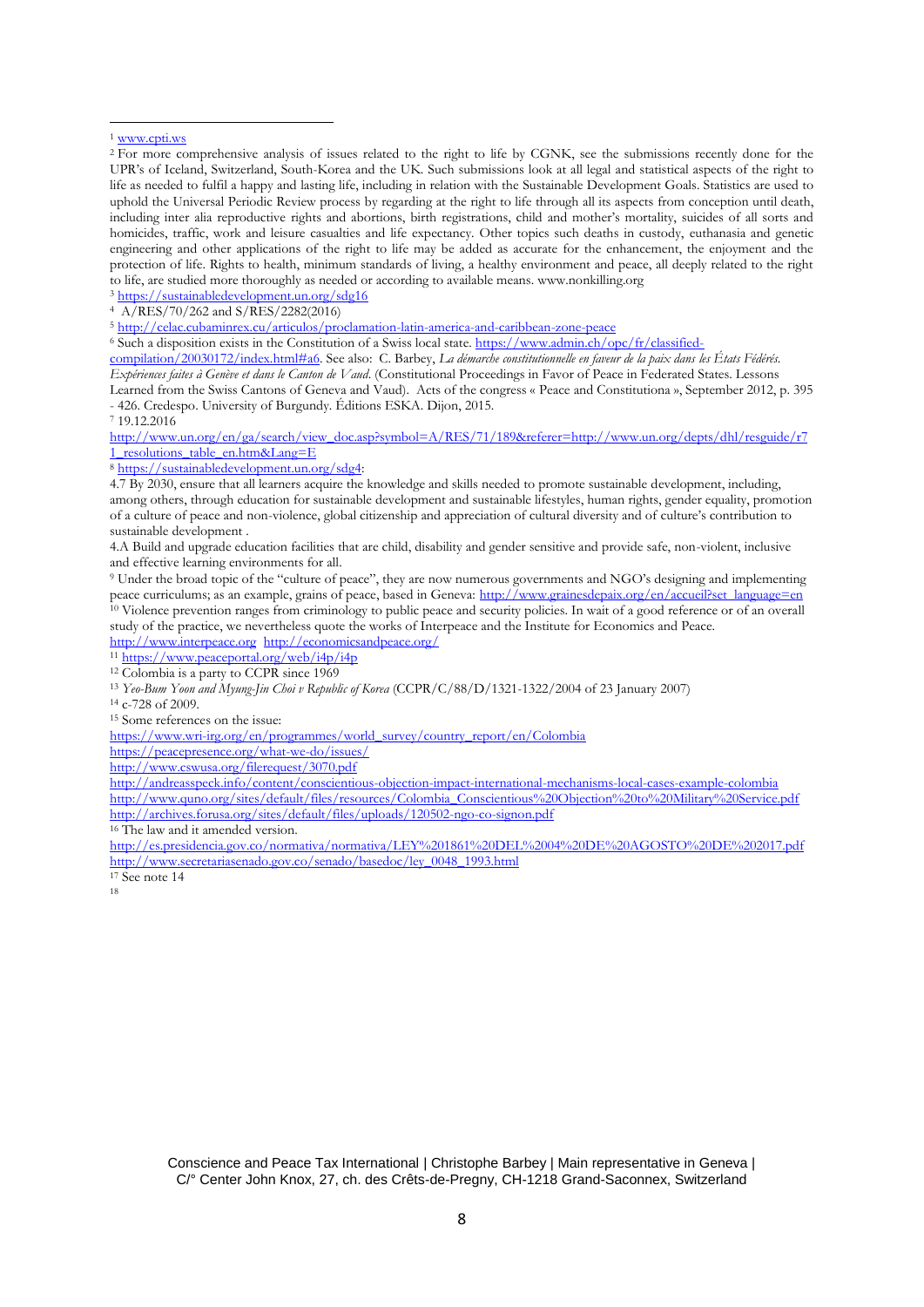[1] www.cpti.ws

[2] For more comprehensive analysis of issues related to the right to life by CGNK, see the submissions recently done for the UPR's of Iceland, Switzerland, South-Korea and the UK. Such submissions look at all legal and statistical aspects of the right to life as needed to fulfil a happy and lasting life, including in relation with the Sustainable Development Goals. Statistics are used to uphold the Universal Periodic Review process by regarding at the right to life through all its aspects from conception until death, including inter alia reproductive rights and abortions, birth registrations, child and mother's mortality, suicides of all sorts and homicides, traffic, work and leisure casualties and life expectancy. Other topics such deaths in custody, euthanasia and genetic engineering and other applications of the right to life may be added as accurate for the enhancement, the enjoyment and the protection of life. Rights to health, minimum standards of living, a healthy environment and peace, all deeply related to the right to life, are studied more thoroughly as needed or according to available means. www.nonkilling.org

[3] https://sustainabledevelopment.un.org/sdg16

[4] A/RES/70/262 and S/RES/2282(2016)

[5] http://celac.cubaminrex.cu/articulos/proclamation-latin-america-and-caribbean-zone-peace

[6] Such a disposition exists in the Constitution of a Swiss local state. https://www.admin.ch/opc/fr/classified-compilation/20030172/index.html#a6. See also: C. Barbey, *La démarche constitutionnelle en faveur de la paix dans les États Fédérés. Expériences faites à Genève et dans le Canton de Vaud*. (Constitutional Proceedings in Favor of Peace in Federated States. Lessons Learned from the Swiss Cantons of Geneva and Vaud). Acts of the congress « Peace and Constitutiona », September 2012, p. 395 - 426. Credespo. University of Burgundy. Éditions ESKA. Dijon, 2015.

[7] 19.12.2016
http://www.un.org/en/ga/search/view_doc.asp?symbol=A/RES/71/189&referer=http://www.un.org/depts/dhl/resguide/r71_resolutions_table_en.htm&Lang=E

[8] https://sustainabledevelopment.un.org/sdg4:

4.7 By 2030, ensure that all learners acquire the knowledge and skills needed to promote sustainable development, including, among others, through education for sustainable development and sustainable lifestyles, human rights, gender equality, promotion of a culture of peace and non-violence, global citizenship and appreciation of cultural diversity and of culture's contribution to sustainable development .

4.A Build and upgrade education facilities that are child, disability and gender sensitive and provide safe, non-violent, inclusive and effective learning environments for all.

[9] Under the broad topic of the "culture of peace", they are now numerous governments and NGO's designing and implementing peace curriculums; as an example, grains of peace, based in Geneva: http://www.grainesdepaix.org/en/accueil?set_language=en

[10] Violence prevention ranges from criminology to public peace and security policies. In wait of a good reference or of an overall study of the practice, we nevertheless quote the works of Interpeace and the Institute for Economics and Peace.
http://www.interpeace.org http://economicsandpeace.org/

[11] https://www.peaceportal.org/web/i4p/i4p

[12] Colombia is a party to CCPR since 1969

[13] *Yeo-Bum Yoon and Myung-Jin Choi v Republic of Korea* (CCPR/C/88/D/1321-1322/2004 of 23 January 2007)

[14] c-728 of 2009.

[15] Some references on the issue:
https://www.wri-irg.org/en/programmes/world_survey/country_report/en/Colombia
https://peacepresence.org/what-we-do/issues/
http://www.cswusa.org/filerequest/3070.pdf
http://andreasspeck.info/content/conscientious-objection-impact-international-mechanisms-local-cases-example-colombia
http://www.quno.org/sites/default/files/resources/Colombia_Conscientious%20Objection%20to%20Military%20Service.pdf
http://archives.forusa.org/sites/default/files/uploads/120502-ngo-co-signon.pdf

[16] The law and it amended version.
http://es.presidencia.gov.co/normativa/normativa/LEY%201861%20DEL%2004%20DE%20AGOSTO%20DE%202017.pdf
http://www.secretariasenado.gov.co/senado/basedoc/ley_0048_1993.html

[17] See note 14

[18]

Conscience and Peace Tax International | Christophe Barbey | Main representative in Geneva | C/° Center John Knox, 27, ch. des Crêts-de-Pregny, CH-1218 Grand-Saconnex, Switzerland